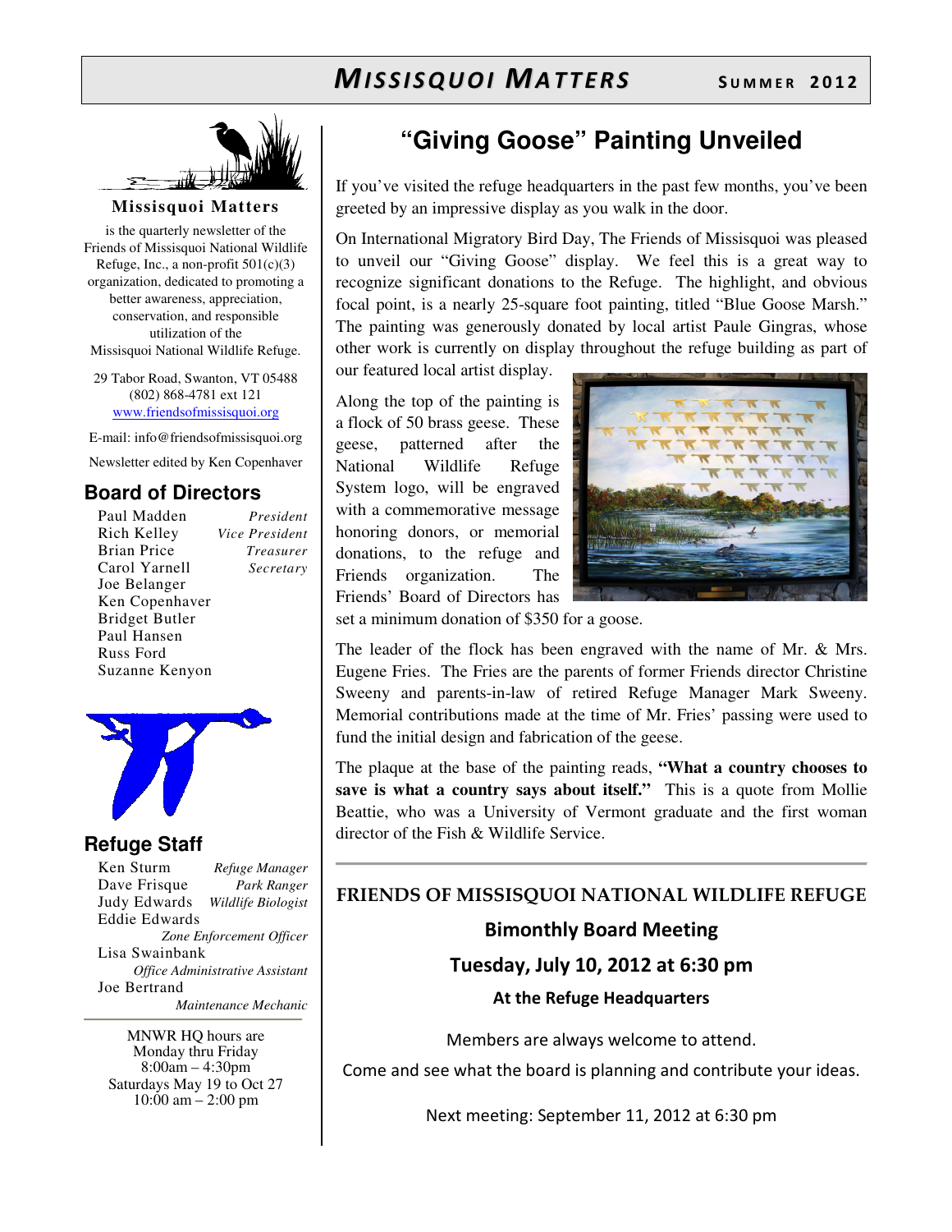# MISSISQUOI MATTERS

SUMMER 2012

**Missisquoi Matters**

is the quarterly newsletter of the Friends of Missisquoi National Wildlife Refuge, Inc., a non-profit 501(c)(3) organization, dedicated to promoting a better awareness, appreciation, conservation, and responsible utilization of the Missisquoi National Wildlife Refuge.

29 Tabor Road, Swanton, VT 05488
(802) 868-4781 ext 121
www.friendsofmissisquoi.org

E-mail: info@friendsofmissisquoi.org

Newsletter edited by Ken Copenhaver

## Board of Directors

| | |
|---|---|
| Paul Madden | *President* |
| Rich Kelley | *Vice President* |
| Brian Price | *Treasurer* |
| Carol Yarnell | *Secretary* |
| Joe Belanger | |
| Ken Copenhaver | |
| Bridget Butler | |
| Paul Hansen | |
| Russ Ford | |
| Suzanne Kenyon | |

## Refuge Staff

| | |
|---|---|
| Ken Sturm | *Refuge Manager* |
| Dave Frisque | *Park Ranger* |
| Judy Edwards | *Wildlife Biologist* |
| Eddie Edwards | *Zone Enforcement Officer* |
| Lisa Swainbank | *Office Administrative Assistant* |
| Joe Bertrand | *Maintenance Mechanic* |

MNWR HQ hours are
Monday thru Friday
8:00am – 4:30pm
Saturdays May 19 to Oct 27
10:00 am – 2:00 pm

## "Giving Goose" Painting Unveiled

If you've visited the refuge headquarters in the past few months, you've been greeted by an impressive display as you walk in the door.

On International Migratory Bird Day, The Friends of Missisquoi was pleased to unveil our "Giving Goose" display. We feel this is a great way to recognize significant donations to the Refuge. The highlight, and obvious focal point, is a nearly 25-square foot painting, titled "Blue Goose Marsh." The painting was generously donated by local artist Paule Gingras, whose other work is currently on display throughout the refuge building as part of our featured local artist display.

Along the top of the painting is a flock of 50 brass geese. These geese, patterned after the National Wildlife Refuge System logo, will be engraved with a commemorative message honoring donors, or memorial donations, to the refuge and Friends organization. The Friends' Board of Directors has set a minimum donation of $350 for a goose.

The leader of the flock has been engraved with the name of Mr. & Mrs. Eugene Fries. The Fries are the parents of former Friends director Christine Sweeny and parents-in-law of retired Refuge Manager Mark Sweeny. Memorial contributions made at the time of Mr. Fries' passing were used to fund the initial design and fabrication of the geese.

The plaque at the base of the painting reads, **"What a country chooses to save is what a country says about itself."** This is a quote from Mollie Beattie, who was a University of Vermont graduate and the first woman director of the Fish & Wildlife Service.

---

**FRIENDS OF MISSISQUOI NATIONAL WILDLIFE REFUGE**

**Bimonthly Board Meeting**

**Tuesday, July 10, 2012 at 6:30 pm**

**At the Refuge Headquarters**

Members are always welcome to attend.

Come and see what the board is planning and contribute your ideas.

Next meeting: September 11, 2012 at 6:30 pm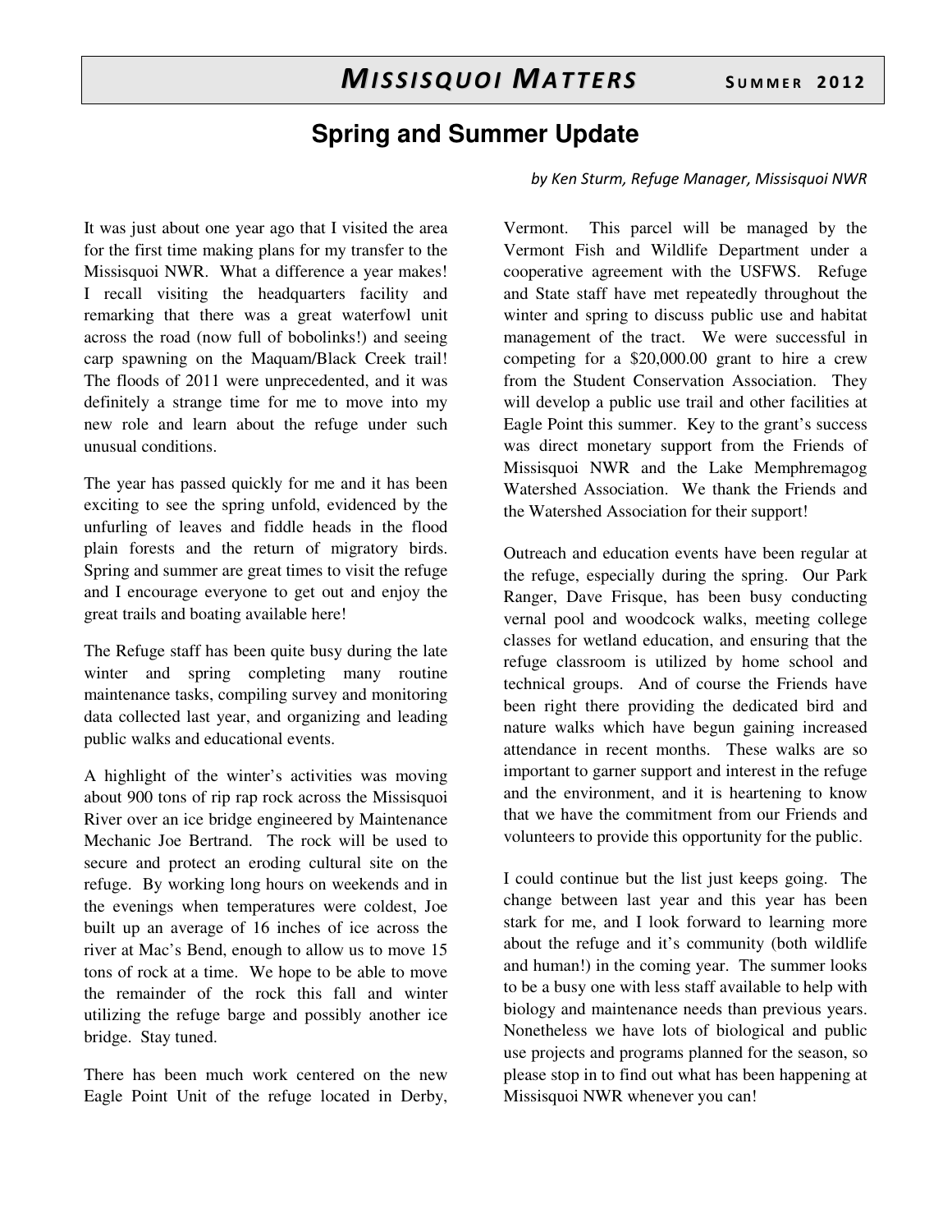## Spring and Summer Update

*by Ken Sturm, Refuge Manager, Missisquoi NWR*

It was just about one year ago that I visited the area for the first time making plans for my transfer to the Missisquoi NWR. What a difference a year makes! I recall visiting the headquarters facility and remarking that there was a great waterfowl unit across the road (now full of bobolinks!) and seeing carp spawning on the Maquam/Black Creek trail! The floods of 2011 were unprecedented, and it was definitely a strange time for me to move into my new role and learn about the refuge under such unusual conditions.

The year has passed quickly for me and it has been exciting to see the spring unfold, evidenced by the unfurling of leaves and fiddle heads in the flood plain forests and the return of migratory birds. Spring and summer are great times to visit the refuge and I encourage everyone to get out and enjoy the great trails and boating available here!

The Refuge staff has been quite busy during the late winter and spring completing many routine maintenance tasks, compiling survey and monitoring data collected last year, and organizing and leading public walks and educational events.

A highlight of the winter's activities was moving about 900 tons of rip rap rock across the Missisquoi River over an ice bridge engineered by Maintenance Mechanic Joe Bertrand. The rock will be used to secure and protect an eroding cultural site on the refuge. By working long hours on weekends and in the evenings when temperatures were coldest, Joe built up an average of 16 inches of ice across the river at Mac's Bend, enough to allow us to move 15 tons of rock at a time. We hope to be able to move the remainder of the rock this fall and winter utilizing the refuge barge and possibly another ice bridge. Stay tuned.

There has been much work centered on the new Eagle Point Unit of the refuge located in Derby, Vermont. This parcel will be managed by the Vermont Fish and Wildlife Department under a cooperative agreement with the USFWS. Refuge and State staff have met repeatedly throughout the winter and spring to discuss public use and habitat management of the tract. We were successful in competing for a $20,000.00 grant to hire a crew from the Student Conservation Association. They will develop a public use trail and other facilities at Eagle Point this summer. Key to the grant's success was direct monetary support from the Friends of Missisquoi NWR and the Lake Memphremagog Watershed Association. We thank the Friends and the Watershed Association for their support!

Outreach and education events have been regular at the refuge, especially during the spring. Our Park Ranger, Dave Frisque, has been busy conducting vernal pool and woodcock walks, meeting college classes for wetland education, and ensuring that the refuge classroom is utilized by home school and technical groups. And of course the Friends have been right there providing the dedicated bird and nature walks which have begun gaining increased attendance in recent months. These walks are so important to garner support and interest in the refuge and the environment, and it is heartening to know that we have the commitment from our Friends and volunteers to provide this opportunity for the public.

I could continue but the list just keeps going. The change between last year and this year has been stark for me, and I look forward to learning more about the refuge and it's community (both wildlife and human!) in the coming year. The summer looks to be a busy one with less staff available to help with biology and maintenance needs than previous years. Nonetheless we have lots of biological and public use projects and programs planned for the season, so please stop in to find out what has been happening at Missisquoi NWR whenever you can!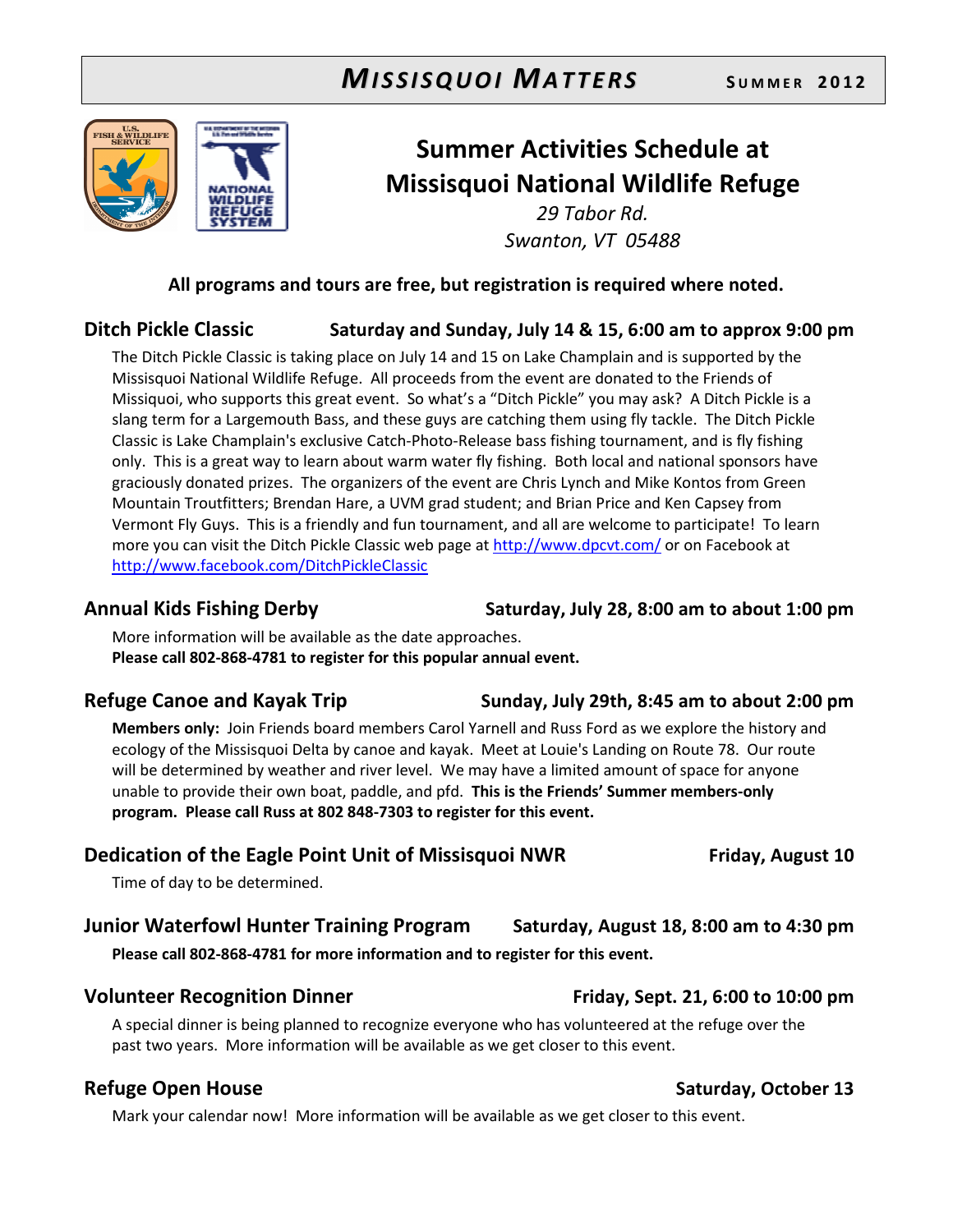# Summer Activities Schedule at Missisquoi National Wildlife Refuge

*29 Tabor Rd.*
*Swanton, VT 05488*

**All programs and tours are free, but registration is required where noted.**

## Ditch Pickle Classic — Saturday and Sunday, July 14 & 15, 6:00 am to approx 9:00 pm

The Ditch Pickle Classic is taking place on July 14 and 15 on Lake Champlain and is supported by the Missisquoi National Wildlife Refuge. All proceeds from the event are donated to the Friends of Missiquoi, who supports this great event. So what's a "Ditch Pickle" you may ask? A Ditch Pickle is a slang term for a Largemouth Bass, and these guys are catching them using fly tackle. The Ditch Pickle Classic is Lake Champlain's exclusive Catch-Photo-Release bass fishing tournament, and is fly fishing only. This is a great way to learn about warm water fly fishing. Both local and national sponsors have graciously donated prizes. The organizers of the event are Chris Lynch and Mike Kontos from Green Mountain Troutfitters; Brendan Hare, a UVM grad student; and Brian Price and Ken Capsey from Vermont Fly Guys. This is a friendly and fun tournament, and all are welcome to participate! To learn more you can visit the Ditch Pickle Classic web page at http://www.dpcvt.com/ or on Facebook at http://www.facebook.com/DitchPickleClassic

## Annual Kids Fishing Derby — Saturday, July 28, 8:00 am to about 1:00 pm

More information will be available as the date approaches.
**Please call 802-868-4781 to register for this popular annual event.**

## Refuge Canoe and Kayak Trip — Sunday, July 29th, 8:45 am to about 2:00 pm

**Members only:** Join Friends board members Carol Yarnell and Russ Ford as we explore the history and ecology of the Missisquoi Delta by canoe and kayak. Meet at Louie's Landing on Route 78. Our route will be determined by weather and river level. We may have a limited amount of space for anyone unable to provide their own boat, paddle, and pfd. **This is the Friends' Summer members-only program. Please call Russ at 802 848-7303 to register for this event.**

## Dedication of the Eagle Point Unit of Missisquoi NWR — Friday, August 10

Time of day to be determined.

## Junior Waterfowl Hunter Training Program — Saturday, August 18, 8:00 am to 4:30 pm

**Please call 802-868-4781 for more information and to register for this event.**

## Volunteer Recognition Dinner — Friday, Sept. 21, 6:00 to 10:00 pm

A special dinner is being planned to recognize everyone who has volunteered at the refuge over the past two years. More information will be available as we get closer to this event.

## Refuge Open House — Saturday, October 13

Mark your calendar now! More information will be available as we get closer to this event.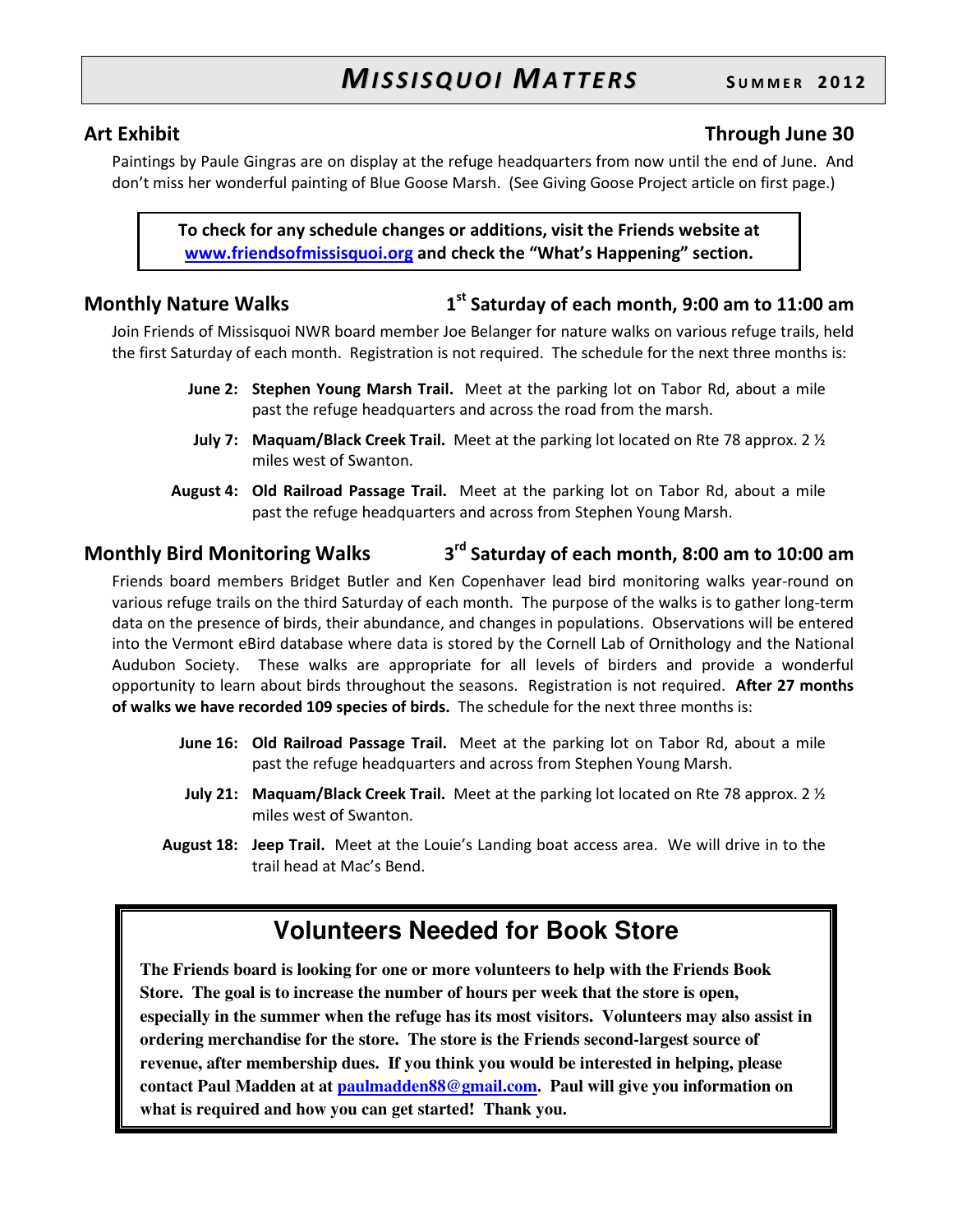## Art Exhibit — Through June 30

Paintings by Paule Gingras are on display at the refuge headquarters from now until the end of June. And don't miss her wonderful painting of Blue Goose Marsh. (See Giving Goose Project article on first page.)

**To check for any schedule changes or additions, visit the Friends website at [www.friendsofmissisquoi.org](http://www.friendsofmissisquoi.org) and check the "What's Happening" section.**

## Monthly Nature Walks — 1st Saturday of each month, 9:00 am to 11:00 am

Join Friends of Missisquoi NWR board member Joe Belanger for nature walks on various refuge trails, held the first Saturday of each month. Registration is not required. The schedule for the next three months is:

- **June 2: Stephen Young Marsh Trail.** Meet at the parking lot on Tabor Rd, about a mile past the refuge headquarters and across the road from the marsh.
- **July 7: Maquam/Black Creek Trail.** Meet at the parking lot located on Rte 78 approx. 2 ½ miles west of Swanton.
- **August 4: Old Railroad Passage Trail.** Meet at the parking lot on Tabor Rd, about a mile past the refuge headquarters and across from Stephen Young Marsh.

## Monthly Bird Monitoring Walks — 3rd Saturday of each month, 8:00 am to 10:00 am

Friends board members Bridget Butler and Ken Copenhaver lead bird monitoring walks year-round on various refuge trails on the third Saturday of each month. The purpose of the walks is to gather long-term data on the presence of birds, their abundance, and changes in populations. Observations will be entered into the Vermont eBird database where data is stored by the Cornell Lab of Ornithology and the National Audubon Society. These walks are appropriate for all levels of birders and provide a wonderful opportunity to learn about birds throughout the seasons. Registration is not required. **After 27 months of walks we have recorded 109 species of birds.** The schedule for the next three months is:

- **June 16: Old Railroad Passage Trail.** Meet at the parking lot on Tabor Rd, about a mile past the refuge headquarters and across from Stephen Young Marsh.
- **July 21: Maquam/Black Creek Trail.** Meet at the parking lot located on Rte 78 approx. 2 ½ miles west of Swanton.
- **August 18: Jeep Trail.** Meet at the Louie's Landing boat access area. We will drive in to the trail head at Mac's Bend.

## Volunteers Needed for Book Store

**The Friends board is looking for one or more volunteers to help with the Friends Book Store. The goal is to increase the number of hours per week that the store is open, especially in the summer when the refuge has its most visitors. Volunteers may also assist in ordering merchandise for the store. The store is the Friends second-largest source of revenue, after membership dues. If you think you would be interested in helping, please contact Paul Madden at at [paulmadden88@gmail.com](mailto:paulmadden88@gmail.com). Paul will give you information on what is required and how you can get started! Thank you.**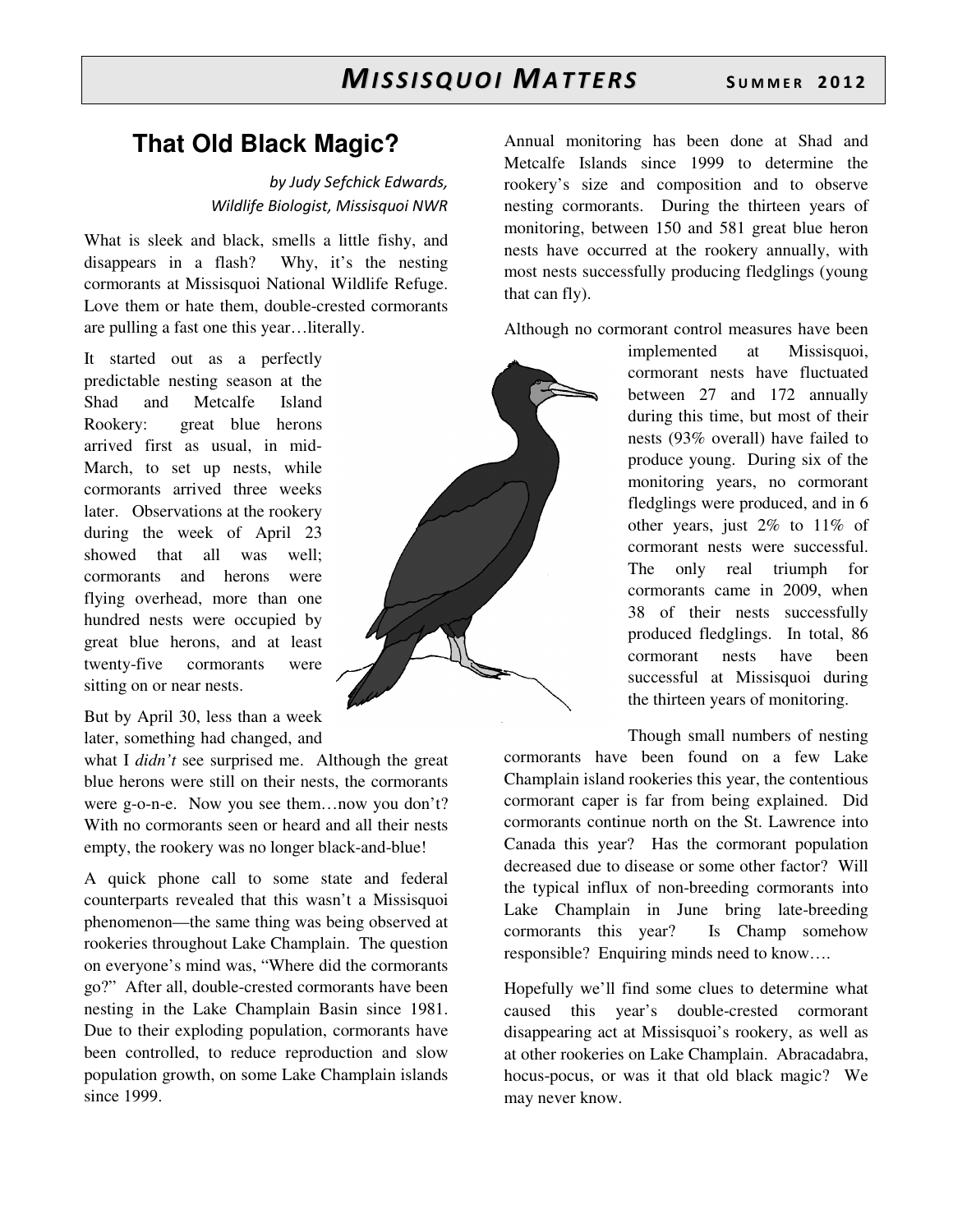# That Old Black Magic?

*by Judy Sefchick Edwards, Wildlife Biologist, Missisquoi NWR*

What is sleek and black, smells a little fishy, and disappears in a flash? Why, it's the nesting cormorants at Missisquoi National Wildlife Refuge. Love them or hate them, double-crested cormorants are pulling a fast one this year…literally.

It started out as a perfectly predictable nesting season at the Shad and Metcalfe Island Rookery: great blue herons arrived first as usual, in mid-March, to set up nests, while cormorants arrived three weeks later. Observations at the rookery during the week of April 23 showed that all was well; cormorants and herons were flying overhead, more than one hundred nests were occupied by great blue herons, and at least twenty-five cormorants were sitting on or near nests.

But by April 30, less than a week later, something had changed, and what I *didn't* see surprised me. Although the great blue herons were still on their nests, the cormorants were g-o-n-e. Now you see them…now you don't? With no cormorants seen or heard and all their nests empty, the rookery was no longer black-and-blue!

A quick phone call to some state and federal counterparts revealed that this wasn't a Missisquoi phenomenon—the same thing was being observed at rookeries throughout Lake Champlain. The question on everyone's mind was, "Where did the cormorants go?" After all, double-crested cormorants have been nesting in the Lake Champlain Basin since 1981. Due to their exploding population, cormorants have been controlled, to reduce reproduction and slow population growth, on some Lake Champlain islands since 1999.

Annual monitoring has been done at Shad and Metcalfe Islands since 1999 to determine the rookery's size and composition and to observe nesting cormorants. During the thirteen years of monitoring, between 150 and 581 great blue heron nests have occurred at the rookery annually, with most nests successfully producing fledglings (young that can fly).

Although no cormorant control measures have been implemented at Missisquoi, cormorant nests have fluctuated between 27 and 172 annually during this time, but most of their nests (93% overall) have failed to produce young. During six of the monitoring years, no cormorant fledglings were produced, and in 6 other years, just 2% to 11% of cormorant nests were successful. The only real triumph for cormorants came in 2009, when 38 of their nests successfully produced fledglings. In total, 86 cormorant nests have been successful at Missisquoi during the thirteen years of monitoring.

Though small numbers of nesting cormorants have been found on a few Lake Champlain island rookeries this year, the contentious cormorant caper is far from being explained. Did cormorants continue north on the St. Lawrence into Canada this year? Has the cormorant population decreased due to disease or some other factor? Will the typical influx of non-breeding cormorants into Lake Champlain in June bring late-breeding cormorants this year? Is Champ somehow responsible? Enquiring minds need to know….

Hopefully we'll find some clues to determine what caused this year's double-crested cormorant disappearing act at Missisquoi's rookery, as well as at other rookeries on Lake Champlain. Abracadabra, hocus-pocus, or was it that old black magic? We may never know.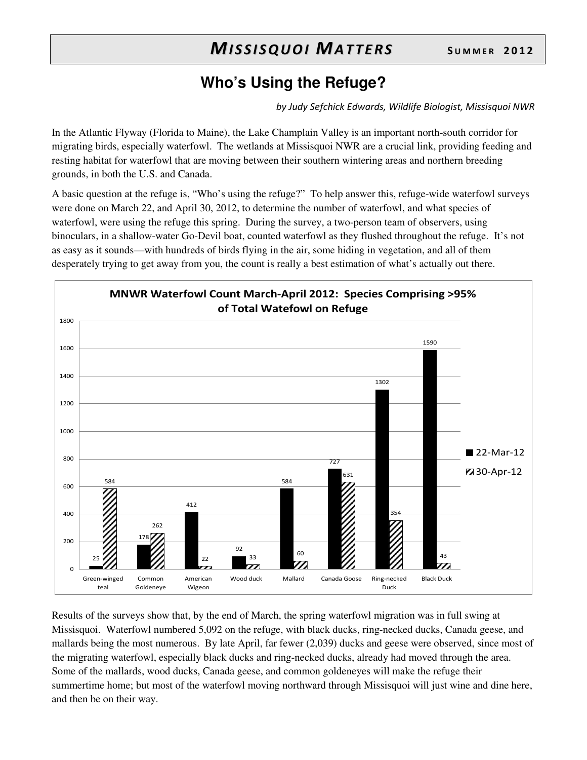# Who's Using the Refuge?

*by Judy Sefchick Edwards, Wildlife Biologist, Missisquoi NWR*

In the Atlantic Flyway (Florida to Maine), the Lake Champlain Valley is an important north-south corridor for migrating birds, especially waterfowl. The wetlands at Missisquoi NWR are a crucial link, providing feeding and resting habitat for waterfowl that are moving between their southern wintering areas and northern breeding grounds, in both the U.S. and Canada.

A basic question at the refuge is, "Who's using the refuge?" To help answer this, refuge-wide waterfowl surveys were done on March 22, and April 30, 2012, to determine the number of waterfowl, and what species of waterfowl, were using the refuge this spring. During the survey, a two-person team of observers, using binoculars, in a shallow-water Go-Devil boat, counted waterfowl as they flushed throughout the refuge. It's not as easy as it sounds—with hundreds of birds flying in the air, some hiding in vegetation, and all of them desperately trying to get away from you, the count is really a best estimation of what's actually out there.

**MNWR Waterfowl Count March-April 2012: Species Comprising >95% of Total Watefowl on Refuge**

| Species | 22-Mar-12 | 30-Apr-12 |
|---|---|---|
| Green-winged teal | 25 | 584 |
| Common Goldeneye | 178 | 262 |
| American Wigeon | 412 | 22 |
| Wood duck | 92 | 33 |
| Mallard | 584 | 60 |
| Canada Goose | 727 | 631 |
| Ring-necked Duck | 1302 | 354 |
| Black Duck | 1590 | 43 |

Results of the surveys show that, by the end of March, the spring waterfowl migration was in full swing at Missisquoi. Waterfowl numbered 5,092 on the refuge, with black ducks, ring-necked ducks, Canada geese, and mallards being the most numerous. By late April, far fewer (2,039) ducks and geese were observed, since most of the migrating waterfowl, especially black ducks and ring-necked ducks, already had moved through the area. Some of the mallards, wood ducks, Canada geese, and common goldeneyes will make the refuge their summertime home; but most of the waterfowl moving northward through Missisquoi will just wine and dine here, and then be on their way.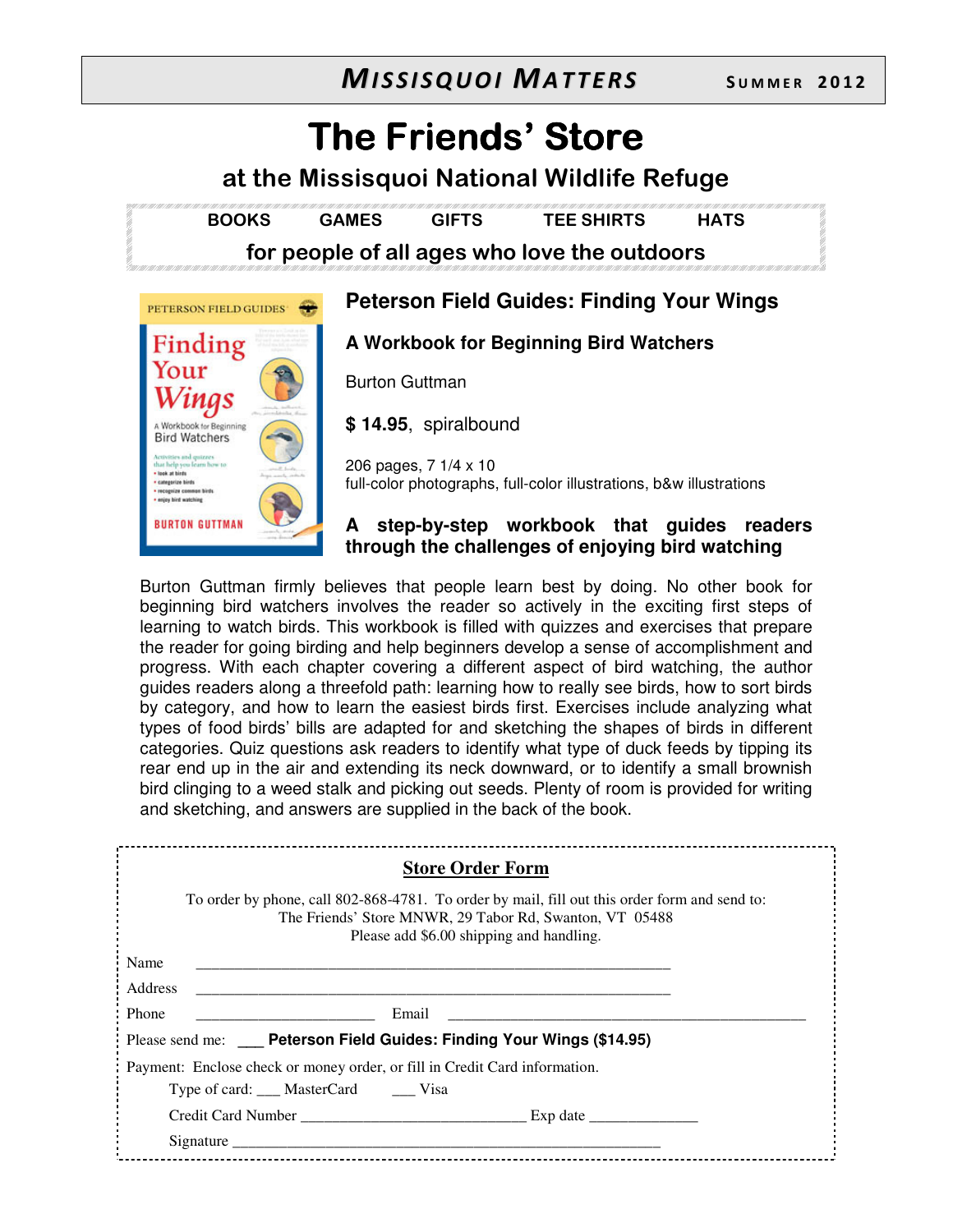# The Friends' Store

## at the Missisquoi National Wildlife Refuge

**BOOKS GAMES GIFTS TEE SHIRTS HATS**

**for people of all ages who love the outdoors**

### Peterson Field Guides: Finding Your Wings

**A Workbook for Beginning Bird Watchers**

Burton Guttman

**$ 14.95**, spiralbound

206 pages, 7 1/4 x 10
full-color photographs, full-color illustrations, b&w illustrations

**A step-by-step workbook that guides readers through the challenges of enjoying bird watching**

Burton Guttman firmly believes that people learn best by doing. No other book for beginning bird watchers involves the reader so actively in the exciting first steps of learning to watch birds. This workbook is filled with quizzes and exercises that prepare the reader for going birding and help beginners develop a sense of accomplishment and progress. With each chapter covering a different aspect of bird watching, the author guides readers along a threefold path: learning how to really see birds, how to sort birds by category, and how to learn the easiest birds first. Exercises include analyzing what types of food birds' bills are adapted for and sketching the shapes of birds in different categories. Quiz questions ask readers to identify what type of duck feeds by tipping its rear end up in the air and extending its neck downward, or to identify a small brownish bird clinging to a weed stalk and picking out seeds. Plenty of room is provided for writing and sketching, and answers are supplied in the back of the book.

---

**Store Order Form**

To order by phone, call 802-868-4781. To order by mail, fill out this order form and send to:
The Friends' Store MNWR, 29 Tabor Rd, Swanton, VT 05488
Please add $6.00 shipping and handling.

Name ______________________________________________

Address ______________________________________________

Phone ______________________ Email ______________________________________________

Please send me: ___ **Peterson Field Guides: Finding Your Wings ($14.95)**

Payment: Enclose check or money order, or fill in Credit Card information.

Type of card: ___ MasterCard ___ Visa

Credit Card Number ____________________________ Exp date ______________

Signature ______________________________________________